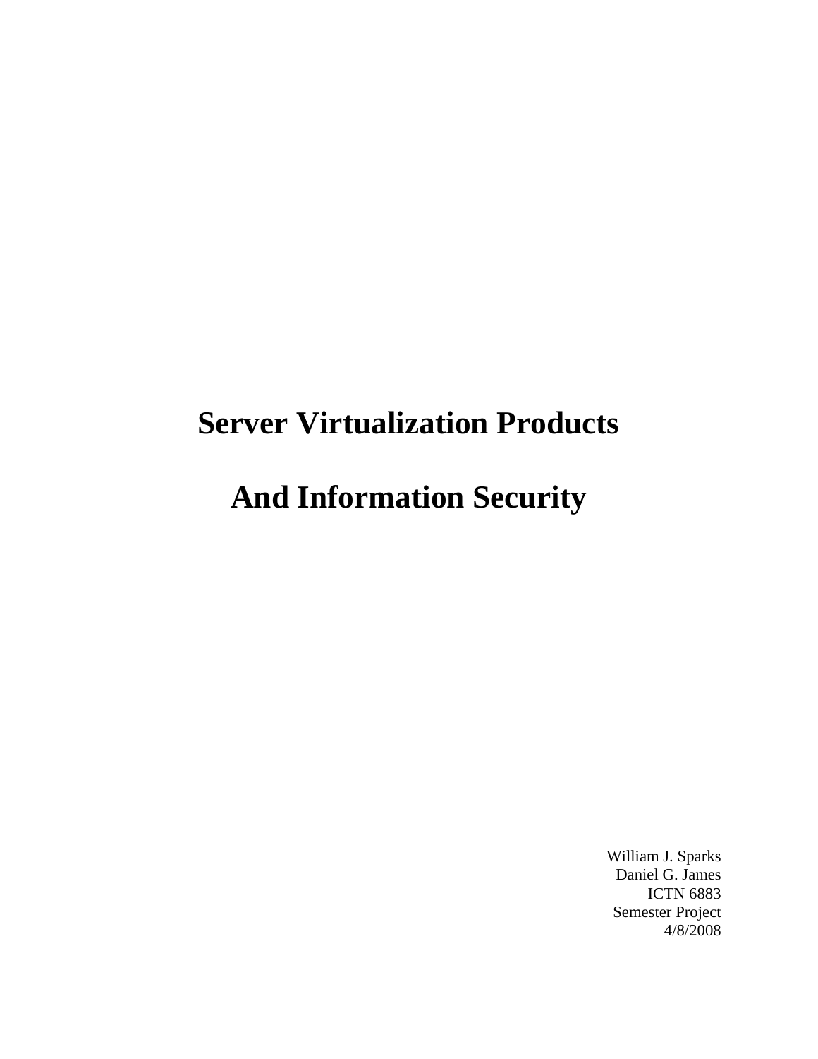# Server Virtualization Products

# And Information Security

William J. Sparks
Daniel G. James
ICTN 6883
Semester Project
4/8/2008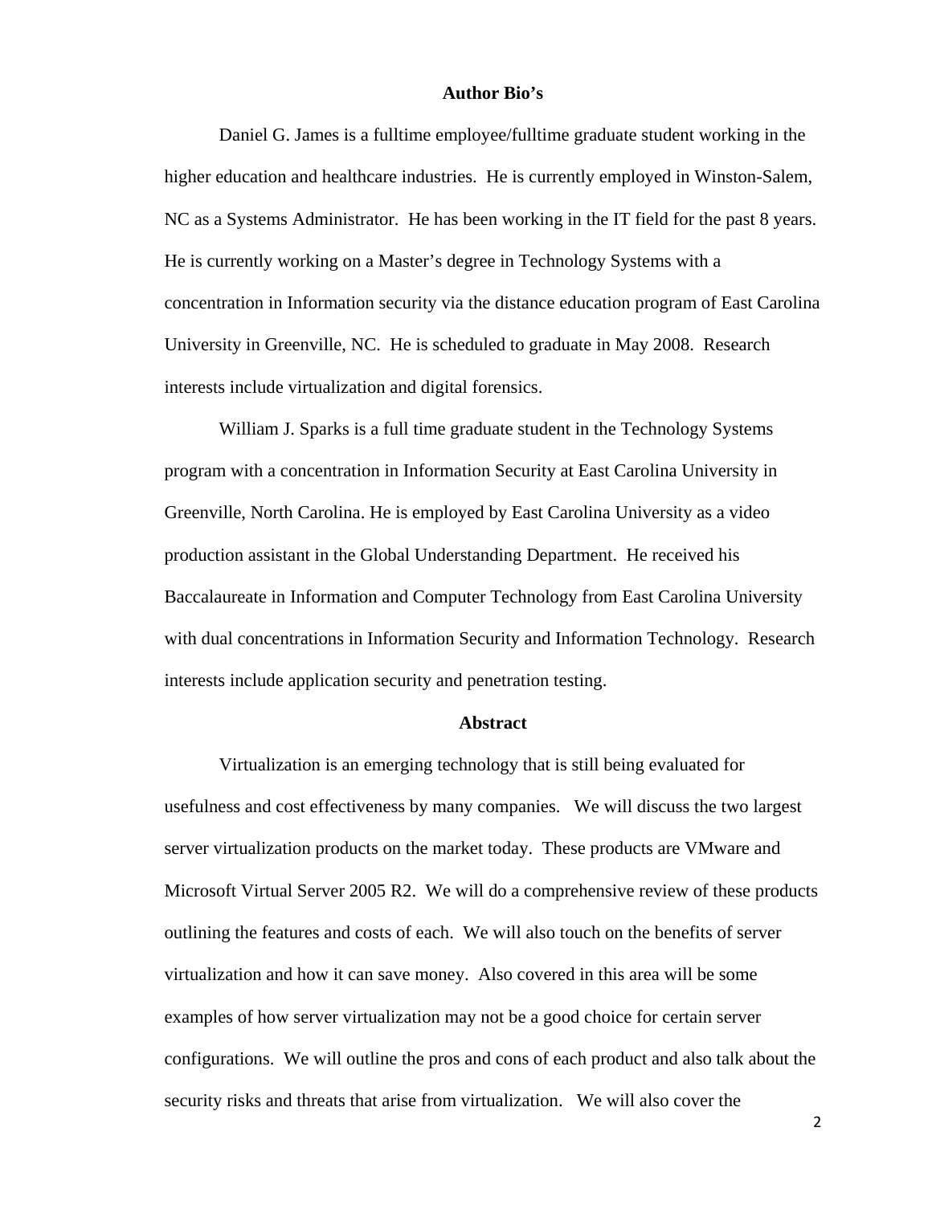## Author Bio's

Daniel G. James is a fulltime employee/fulltime graduate student working in the higher education and healthcare industries. He is currently employed in Winston-Salem, NC as a Systems Administrator. He has been working in the IT field for the past 8 years. He is currently working on a Master's degree in Technology Systems with a concentration in Information security via the distance education program of East Carolina University in Greenville, NC. He is scheduled to graduate in May 2008. Research interests include virtualization and digital forensics.

William J. Sparks is a full time graduate student in the Technology Systems program with a concentration in Information Security at East Carolina University in Greenville, North Carolina. He is employed by East Carolina University as a video production assistant in the Global Understanding Department. He received his Baccalaureate in Information and Computer Technology from East Carolina University with dual concentrations in Information Security and Information Technology. Research interests include application security and penetration testing.

## Abstract

Virtualization is an emerging technology that is still being evaluated for usefulness and cost effectiveness by many companies. We will discuss the two largest server virtualization products on the market today. These products are VMware and Microsoft Virtual Server 2005 R2. We will do a comprehensive review of these products outlining the features and costs of each. We will also touch on the benefits of server virtualization and how it can save money. Also covered in this area will be some examples of how server virtualization may not be a good choice for certain server configurations. We will outline the pros and cons of each product and also talk about the security risks and threats that arise from virtualization. We will also cover the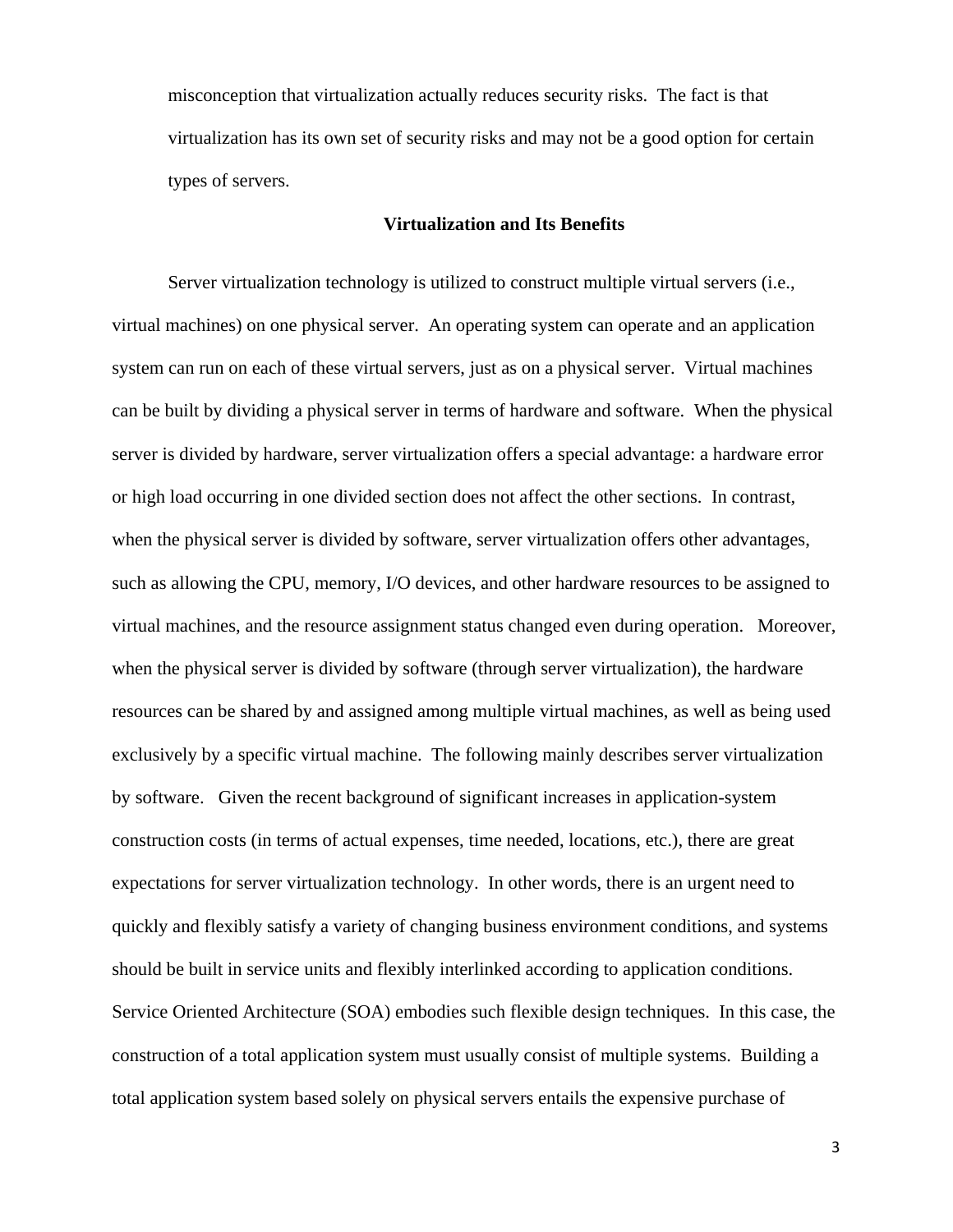misconception that virtualization actually reduces security risks. The fact is that virtualization has its own set of security risks and may not be a good option for certain types of servers.

## Virtualization and Its Benefits

Server virtualization technology is utilized to construct multiple virtual servers (i.e., virtual machines) on one physical server. An operating system can operate and an application system can run on each of these virtual servers, just as on a physical server. Virtual machines can be built by dividing a physical server in terms of hardware and software. When the physical server is divided by hardware, server virtualization offers a special advantage: a hardware error or high load occurring in one divided section does not affect the other sections. In contrast, when the physical server is divided by software, server virtualization offers other advantages, such as allowing the CPU, memory, I/O devices, and other hardware resources to be assigned to virtual machines, and the resource assignment status changed even during operation. Moreover, when the physical server is divided by software (through server virtualization), the hardware resources can be shared by and assigned among multiple virtual machines, as well as being used exclusively by a specific virtual machine. The following mainly describes server virtualization by software. Given the recent background of significant increases in application-system construction costs (in terms of actual expenses, time needed, locations, etc.), there are great expectations for server virtualization technology. In other words, there is an urgent need to quickly and flexibly satisfy a variety of changing business environment conditions, and systems should be built in service units and flexibly interlinked according to application conditions. Service Oriented Architecture (SOA) embodies such flexible design techniques. In this case, the construction of a total application system must usually consist of multiple systems. Building a total application system based solely on physical servers entails the expensive purchase of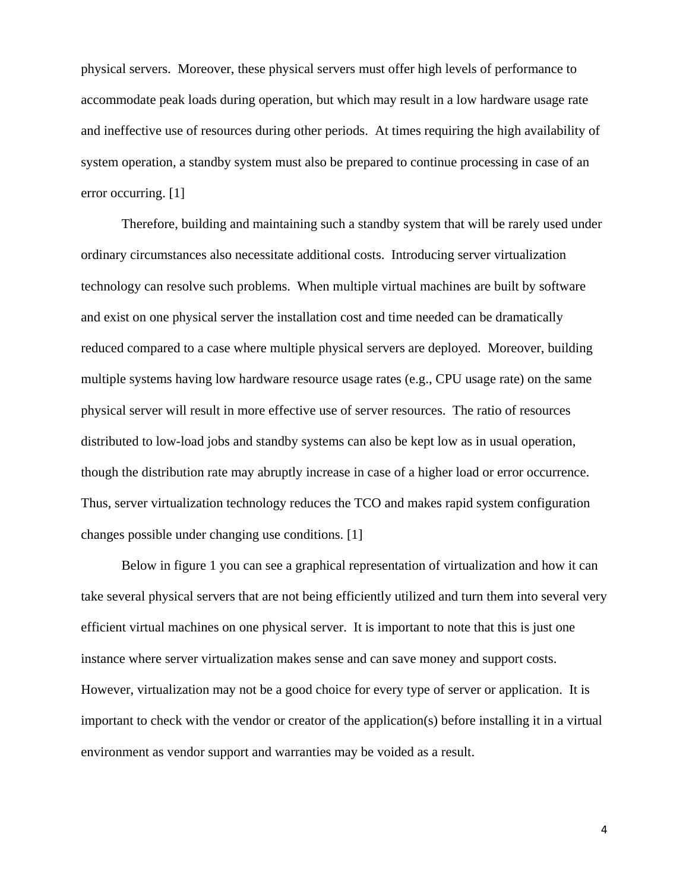physical servers. Moreover, these physical servers must offer high levels of performance to accommodate peak loads during operation, but which may result in a low hardware usage rate and ineffective use of resources during other periods. At times requiring the high availability of system operation, a standby system must also be prepared to continue processing in case of an error occurring. [1]

Therefore, building and maintaining such a standby system that will be rarely used under ordinary circumstances also necessitate additional costs. Introducing server virtualization technology can resolve such problems. When multiple virtual machines are built by software and exist on one physical server the installation cost and time needed can be dramatically reduced compared to a case where multiple physical servers are deployed. Moreover, building multiple systems having low hardware resource usage rates (e.g., CPU usage rate) on the same physical server will result in more effective use of server resources. The ratio of resources distributed to low-load jobs and standby systems can also be kept low as in usual operation, though the distribution rate may abruptly increase in case of a higher load or error occurrence. Thus, server virtualization technology reduces the TCO and makes rapid system configuration changes possible under changing use conditions. [1]

Below in figure 1 you can see a graphical representation of virtualization and how it can take several physical servers that are not being efficiently utilized and turn them into several very efficient virtual machines on one physical server. It is important to note that this is just one instance where server virtualization makes sense and can save money and support costs. However, virtualization may not be a good choice for every type of server or application. It is important to check with the vendor or creator of the application(s) before installing it in a virtual environment as vendor support and warranties may be voided as a result.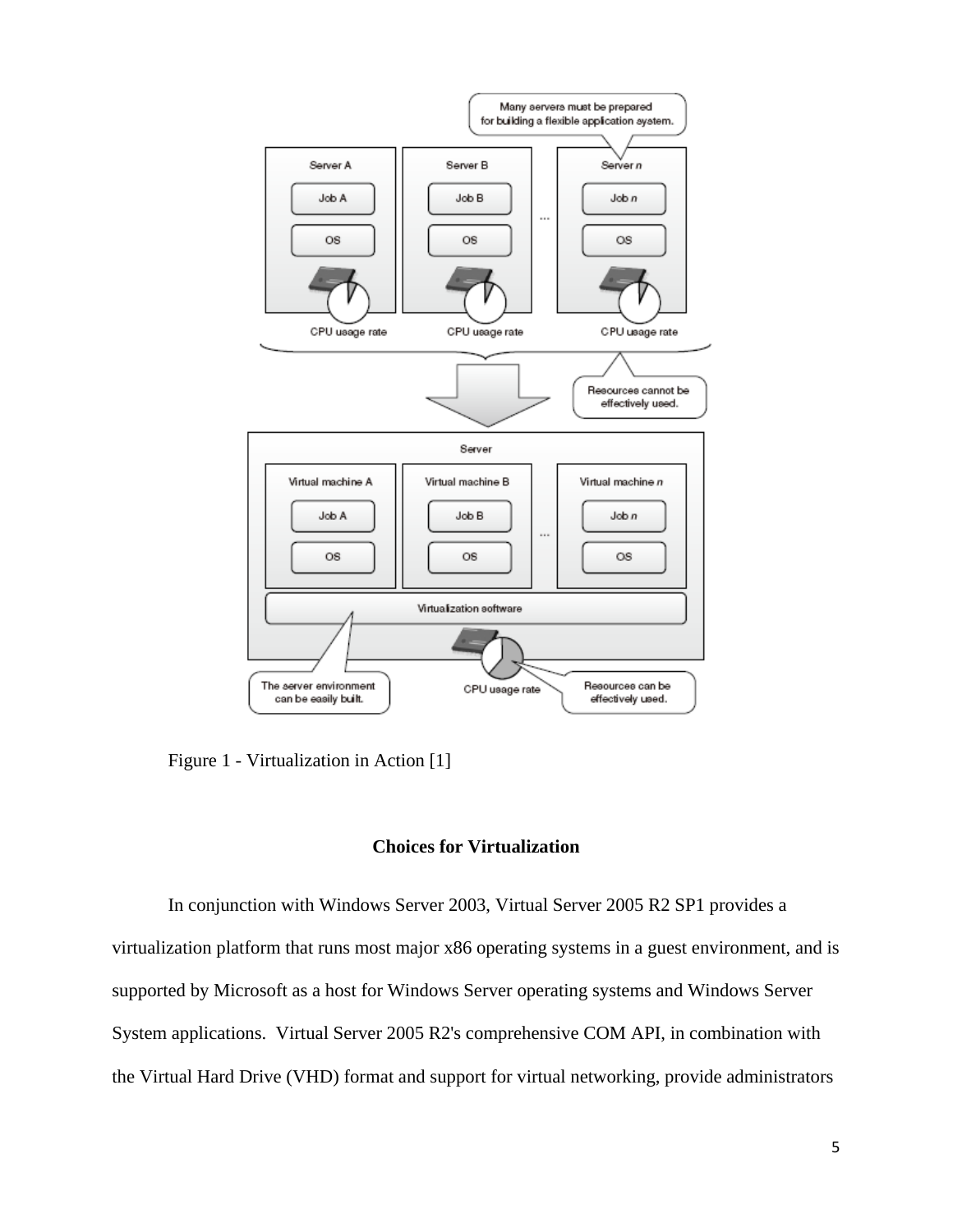Figure 1 - Virtualization in Action [1]

## Choices for Virtualization

In conjunction with Windows Server 2003, Virtual Server 2005 R2 SP1 provides a virtualization platform that runs most major x86 operating systems in a guest environment, and is supported by Microsoft as a host for Windows Server operating systems and Windows Server System applications. Virtual Server 2005 R2's comprehensive COM API, in combination with the Virtual Hard Drive (VHD) format and support for virtual networking, provide administrators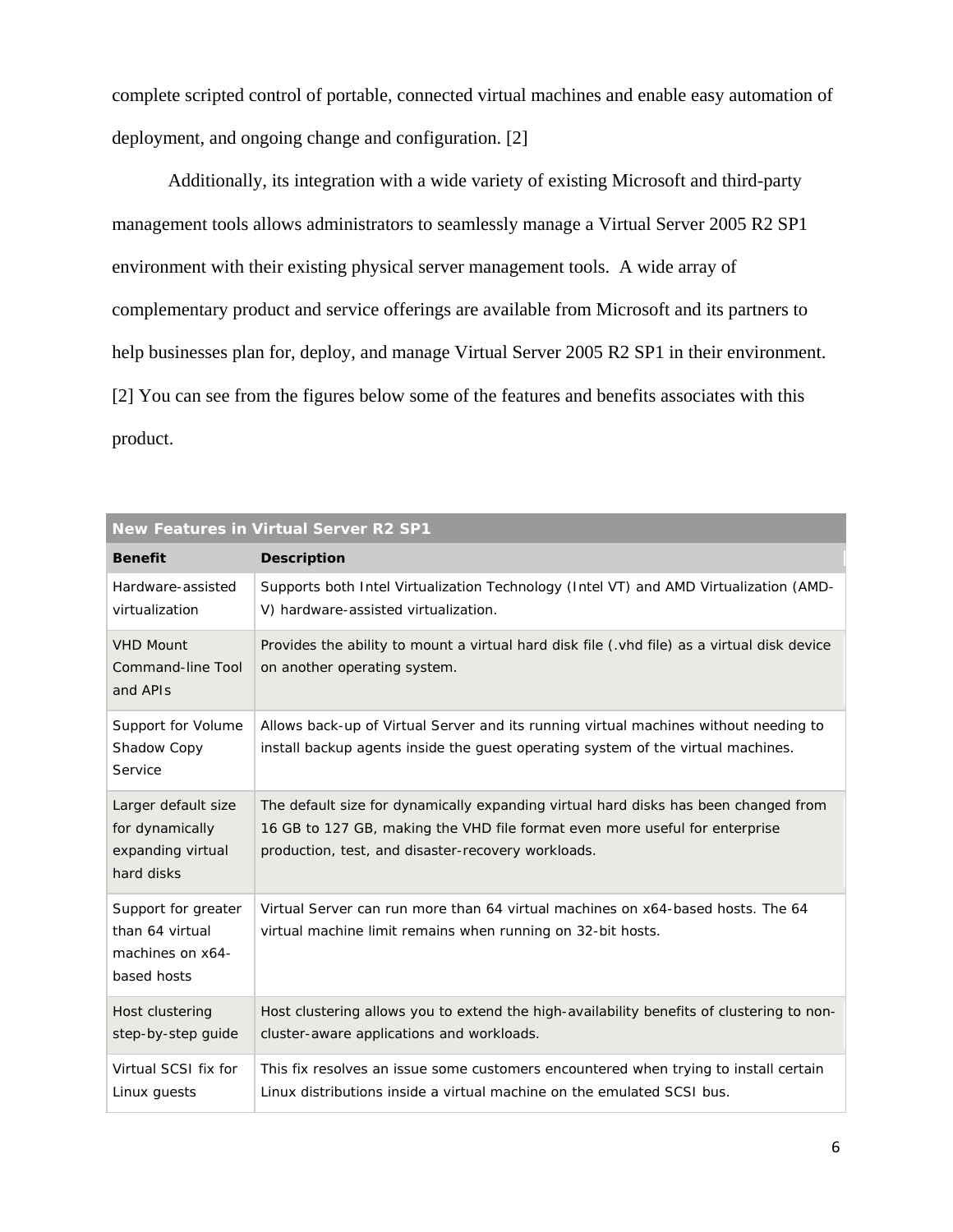complete scripted control of portable, connected virtual machines and enable easy automation of deployment, and ongoing change and configuration. [2]

Additionally, its integration with a wide variety of existing Microsoft and third-party management tools allows administrators to seamlessly manage a Virtual Server 2005 R2 SP1 environment with their existing physical server management tools. A wide array of complementary product and service offerings are available from Microsoft and its partners to help businesses plan for, deploy, and manage Virtual Server 2005 R2 SP1 in their environment. [2] You can see from the figures below some of the features and benefits associates with this product.

| **New Features in Virtual Server R2 SP1** | |
|---|---|
| **Benefit** | **Description** |
| Hardware-assisted virtualization | Supports both Intel Virtualization Technology (Intel VT) and AMD Virtualization (AMD-V) hardware-assisted virtualization. |
| VHD Mount Command-line Tool and APIs | Provides the ability to mount a virtual hard disk file (.vhd file) as a virtual disk device on another operating system. |
| Support for Volume Shadow Copy Service | Allows back-up of Virtual Server and its running virtual machines without needing to install backup agents inside the guest operating system of the virtual machines. |
| Larger default size for dynamically expanding virtual hard disks | The default size for dynamically expanding virtual hard disks has been changed from 16 GB to 127 GB, making the VHD file format even more useful for enterprise production, test, and disaster-recovery workloads. |
| Support for greater than 64 virtual machines on x64-based hosts | Virtual Server can run more than 64 virtual machines on x64-based hosts. The 64 virtual machine limit remains when running on 32-bit hosts. |
| Host clustering step-by-step guide | Host clustering allows you to extend the high-availability benefits of clustering to non-cluster-aware applications and workloads. |
| Virtual SCSI fix for Linux guests | This fix resolves an issue some customers encountered when trying to install certain Linux distributions inside a virtual machine on the emulated SCSI bus. |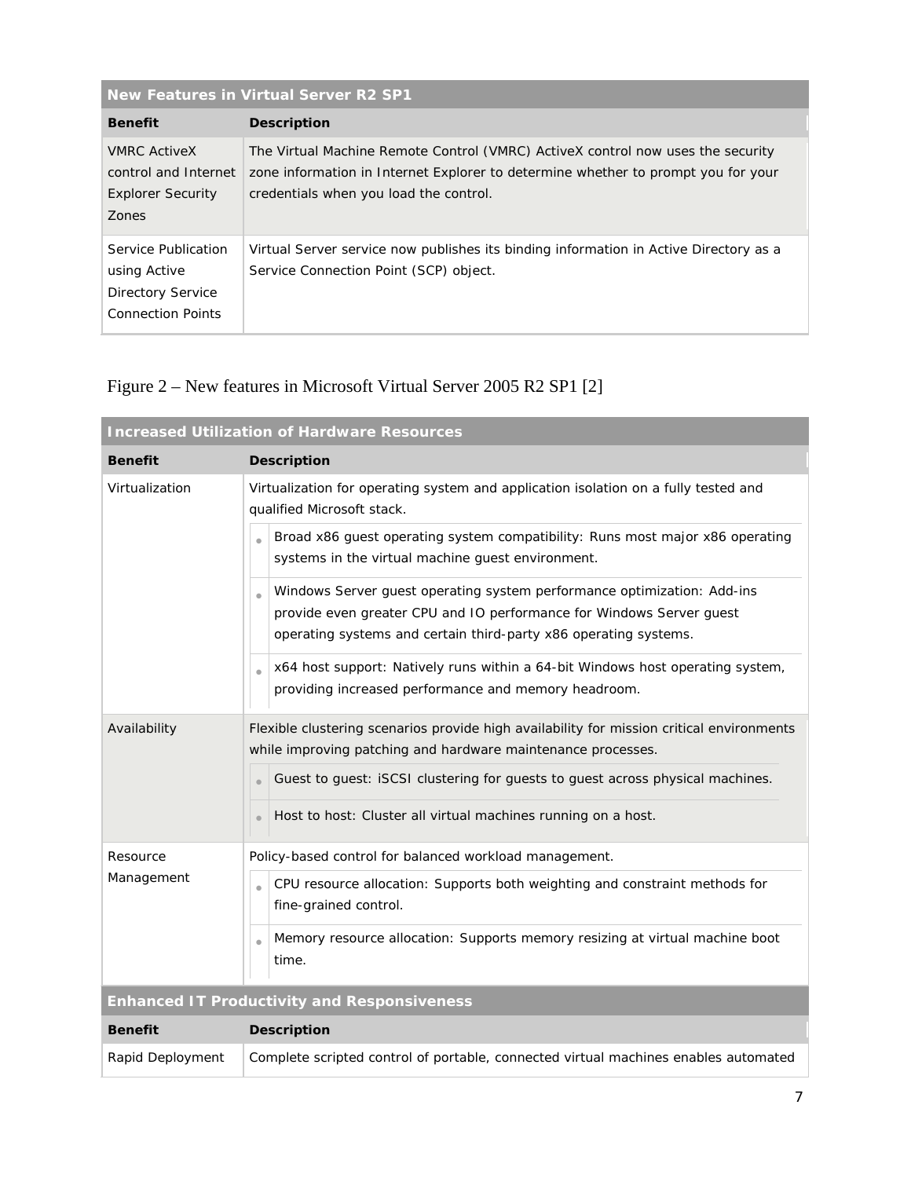| New Features in Virtual Server R2 SP1 | |
|---|---|
| **Benefit** | **Description** |
| VMRC ActiveX control and Internet Explorer Security Zones | The Virtual Machine Remote Control (VMRC) ActiveX control now uses the security zone information in Internet Explorer to determine whether to prompt you for your credentials when you load the control. |
| Service Publication using Active Directory Service Connection Points | Virtual Server service now publishes its binding information in Active Directory as a Service Connection Point (SCP) object. |

Figure 2 – New features in Microsoft Virtual Server 2005 R2 SP1 [2]

| Increased Utilization of Hardware Resources | |
|---|---|
| **Benefit** | **Description** |
| Virtualization | Virtualization for operating system and application isolation on a fully tested and qualified Microsoft stack.<br>• Broad x86 guest operating system compatibility: Runs most major x86 operating systems in the virtual machine guest environment.<br>• Windows Server guest operating system performance optimization: Add-ins provide even greater CPU and IO performance for Windows Server guest operating systems and certain third-party x86 operating systems.<br>• x64 host support: Natively runs within a 64-bit Windows host operating system, providing increased performance and memory headroom. |
| Availability | Flexible clustering scenarios provide high availability for mission critical environments while improving patching and hardware maintenance processes.<br>• Guest to guest: iSCSI clustering for guests to guest across physical machines.<br>• Host to host: Cluster all virtual machines running on a host. |
| Resource Management | Policy-based control for balanced workload management.<br>• CPU resource allocation: Supports both weighting and constraint methods for fine-grained control.<br>• Memory resource allocation: Supports memory resizing at virtual machine boot time. |
| **Enhanced IT Productivity and Responsiveness** | |
| **Benefit** | **Description** |
| Rapid Deployment | Complete scripted control of portable, connected virtual machines enables automated |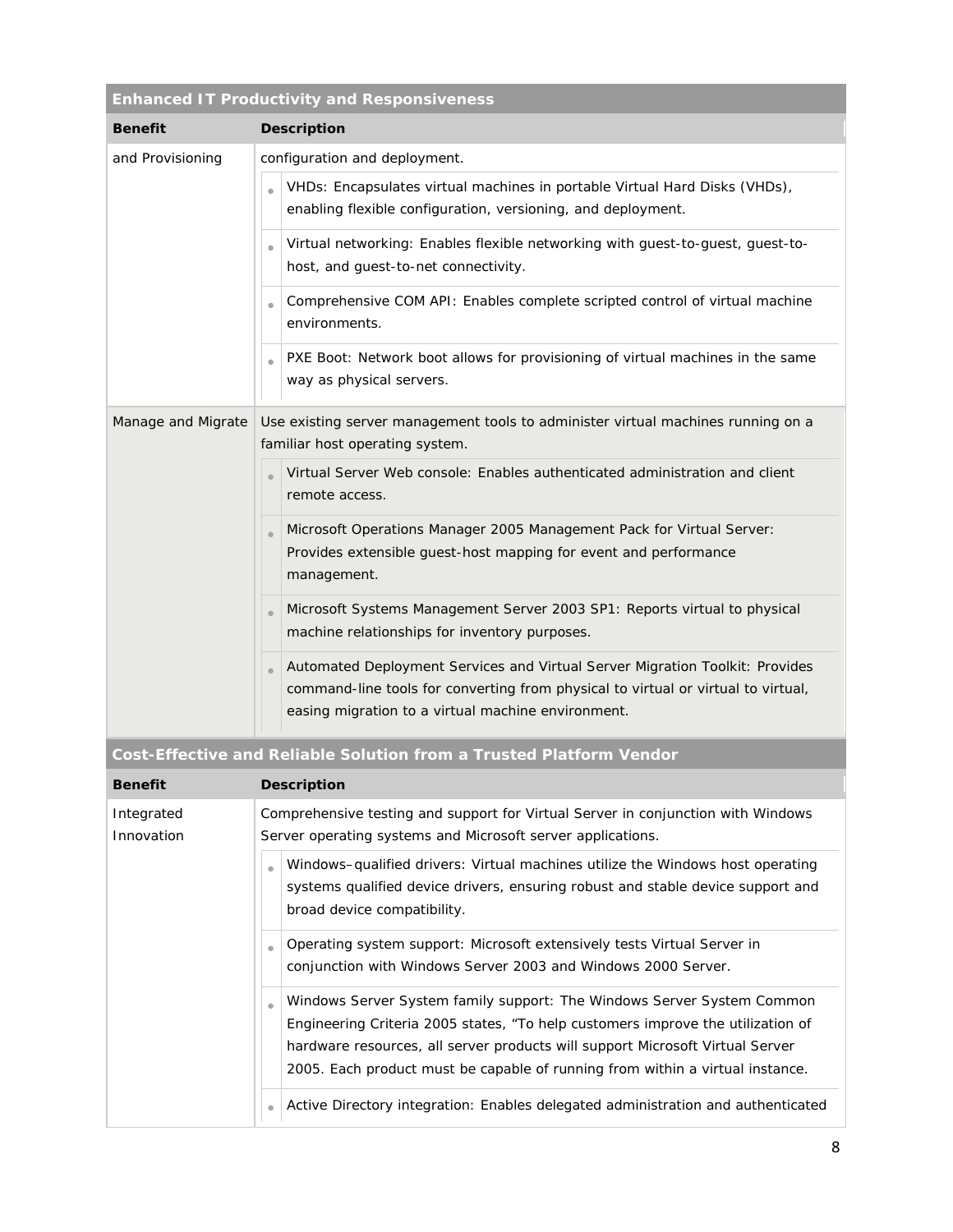| Enhanced IT Productivity and Responsiveness | |
|---|---|
| **Benefit** | **Description** |
| and Provisioning | configuration and deployment.<br>• VHDs: Encapsulates virtual machines in portable Virtual Hard Disks (VHDs), enabling flexible configuration, versioning, and deployment.<br>• Virtual networking: Enables flexible networking with guest-to-guest, guest-to-host, and guest-to-net connectivity.<br>• Comprehensive COM API: Enables complete scripted control of virtual machine environments.<br>• PXE Boot: Network boot allows for provisioning of virtual machines in the same way as physical servers. |
| Manage and Migrate | Use existing server management tools to administer virtual machines running on a familiar host operating system.<br>• Virtual Server Web console: Enables authenticated administration and client remote access.<br>• Microsoft Operations Manager 2005 Management Pack for Virtual Server: Provides extensible guest-host mapping for event and performance management.<br>• Microsoft Systems Management Server 2003 SP1: Reports virtual to physical machine relationships for inventory purposes.<br>• Automated Deployment Services and Virtual Server Migration Toolkit: Provides command-line tools for converting from physical to virtual or virtual to virtual, easing migration to a virtual machine environment. |

| Cost-Effective and Reliable Solution from a Trusted Platform Vendor | |
|---|---|
| **Benefit** | **Description** |
| Integrated Innovation | Comprehensive testing and support for Virtual Server in conjunction with Windows Server operating systems and Microsoft server applications.<br>• Windows–qualified drivers: Virtual machines utilize the Windows host operating systems qualified device drivers, ensuring robust and stable device support and broad device compatibility.<br>• Operating system support: Microsoft extensively tests Virtual Server in conjunction with Windows Server 2003 and Windows 2000 Server.<br>• Windows Server System family support: The Windows Server System Common Engineering Criteria 2005 states, "To help customers improve the utilization of hardware resources, all server products will support Microsoft Virtual Server 2005. Each product must be capable of running from within a virtual instance.<br>• Active Directory integration: Enables delegated administration and authenticated |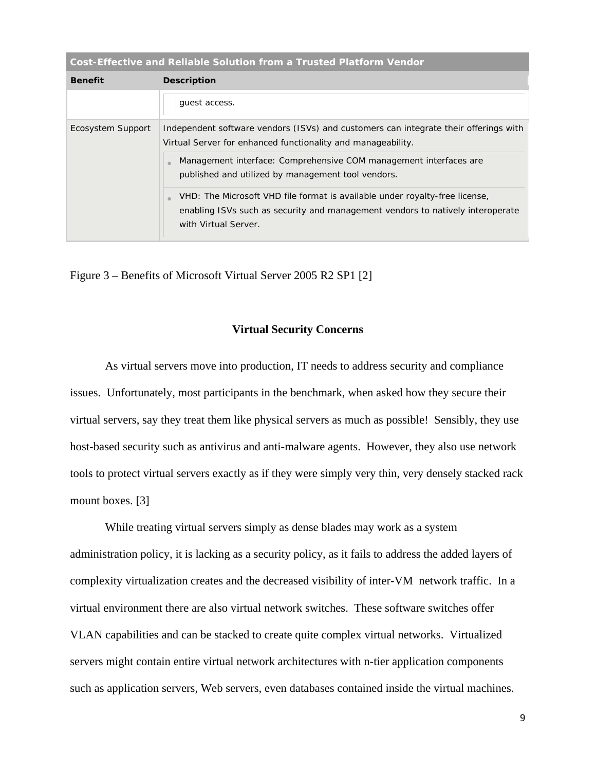| Cost-Effective and Reliable Solution from a Trusted Platform Vendor | |
|---|---|
| **Benefit** | **Description** |
| | guest access. |
| Ecosystem Support | Independent software vendors (ISVs) and customers can integrate their offerings with Virtual Server for enhanced functionality and manageability.<br>• Management interface: Comprehensive COM management interfaces are published and utilized by management tool vendors.<br>• VHD: The Microsoft VHD file format is available under royalty-free license, enabling ISVs such as security and management vendors to natively interoperate with Virtual Server. |

Figure 3 – Benefits of Microsoft Virtual Server 2005 R2 SP1 [2]

## Virtual Security Concerns

As virtual servers move into production, IT needs to address security and compliance issues. Unfortunately, most participants in the benchmark, when asked how they secure their virtual servers, say they treat them like physical servers as much as possible! Sensibly, they use host-based security such as antivirus and anti-malware agents. However, they also use network tools to protect virtual servers exactly as if they were simply very thin, very densely stacked rack mount boxes. [3]

While treating virtual servers simply as dense blades may work as a system administration policy, it is lacking as a security policy, as it fails to address the added layers of complexity virtualization creates and the decreased visibility of inter-VM network traffic. In a virtual environment there are also virtual network switches. These software switches offer VLAN capabilities and can be stacked to create quite complex virtual networks. Virtualized servers might contain entire virtual network architectures with n-tier application components such as application servers, Web servers, even databases contained inside the virtual machines.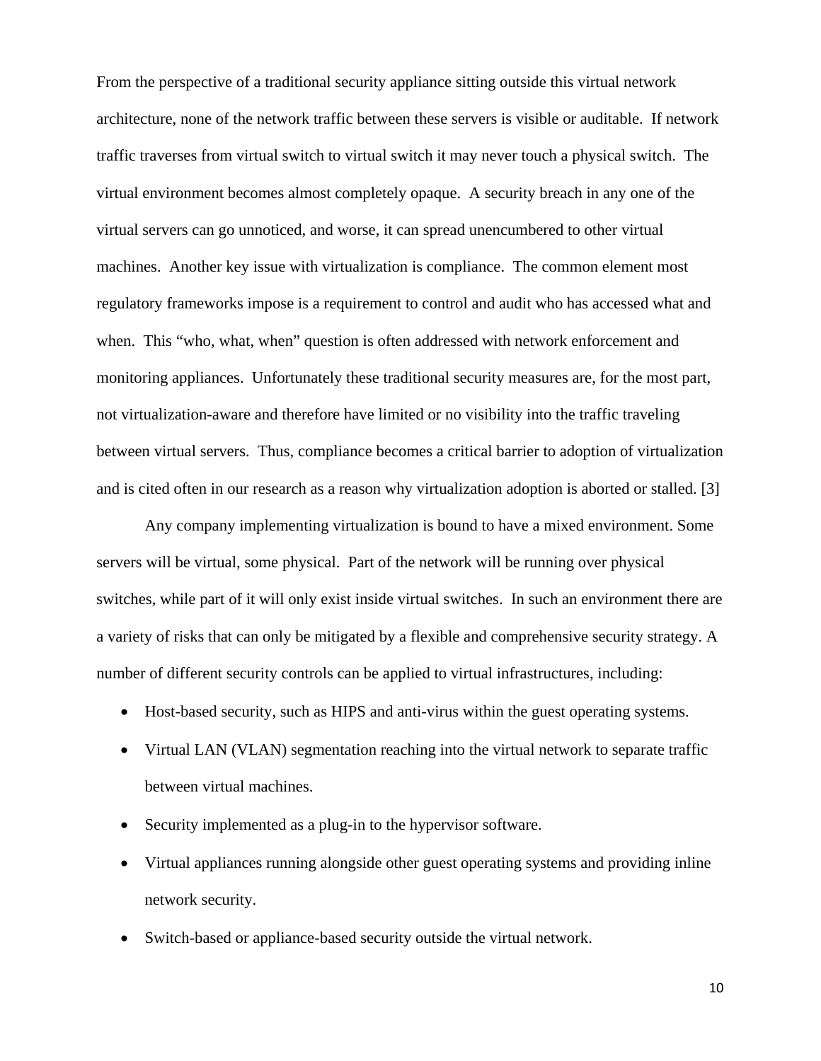From the perspective of a traditional security appliance sitting outside this virtual network architecture, none of the network traffic between these servers is visible or auditable. If network traffic traverses from virtual switch to virtual switch it may never touch a physical switch. The virtual environment becomes almost completely opaque. A security breach in any one of the virtual servers can go unnoticed, and worse, it can spread unencumbered to other virtual machines. Another key issue with virtualization is compliance. The common element most regulatory frameworks impose is a requirement to control and audit who has accessed what and when. This "who, what, when" question is often addressed with network enforcement and monitoring appliances. Unfortunately these traditional security measures are, for the most part, not virtualization-aware and therefore have limited or no visibility into the traffic traveling between virtual servers. Thus, compliance becomes a critical barrier to adoption of virtualization and is cited often in our research as a reason why virtualization adoption is aborted or stalled. [3]

Any company implementing virtualization is bound to have a mixed environment. Some servers will be virtual, some physical. Part of the network will be running over physical switches, while part of it will only exist inside virtual switches. In such an environment there are a variety of risks that can only be mitigated by a flexible and comprehensive security strategy. A number of different security controls can be applied to virtual infrastructures, including:

- Host-based security, such as HIPS and anti-virus within the guest operating systems.
- Virtual LAN (VLAN) segmentation reaching into the virtual network to separate traffic between virtual machines.
- Security implemented as a plug-in to the hypervisor software.
- Virtual appliances running alongside other guest operating systems and providing inline network security.
- Switch-based or appliance-based security outside the virtual network.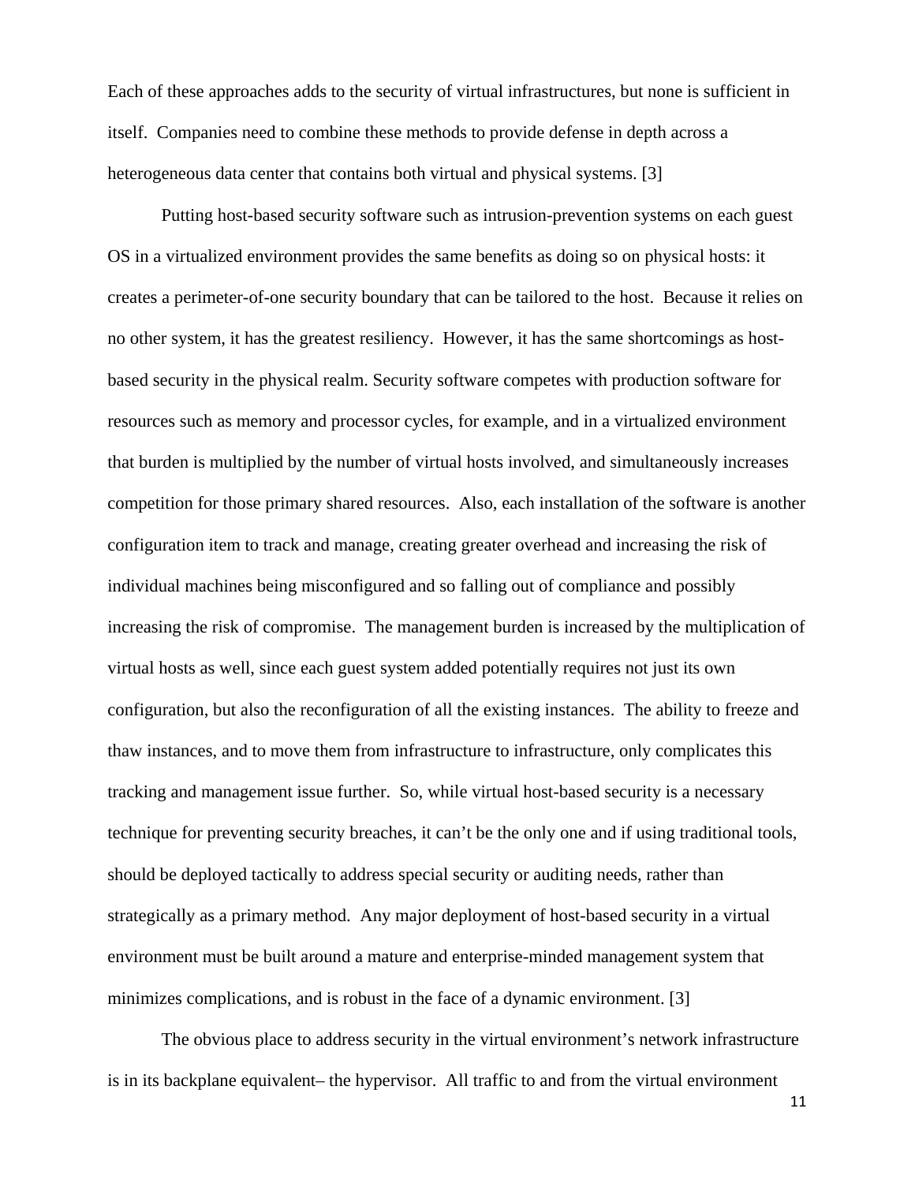Each of these approaches adds to the security of virtual infrastructures, but none is sufficient in itself. Companies need to combine these methods to provide defense in depth across a heterogeneous data center that contains both virtual and physical systems. [3]

Putting host-based security software such as intrusion-prevention systems on each guest OS in a virtualized environment provides the same benefits as doing so on physical hosts: it creates a perimeter-of-one security boundary that can be tailored to the host. Because it relies on no other system, it has the greatest resiliency. However, it has the same shortcomings as host-based security in the physical realm. Security software competes with production software for resources such as memory and processor cycles, for example, and in a virtualized environment that burden is multiplied by the number of virtual hosts involved, and simultaneously increases competition for those primary shared resources. Also, each installation of the software is another configuration item to track and manage, creating greater overhead and increasing the risk of individual machines being misconfigured and so falling out of compliance and possibly increasing the risk of compromise. The management burden is increased by the multiplication of virtual hosts as well, since each guest system added potentially requires not just its own configuration, but also the reconfiguration of all the existing instances. The ability to freeze and thaw instances, and to move them from infrastructure to infrastructure, only complicates this tracking and management issue further. So, while virtual host-based security is a necessary technique for preventing security breaches, it can't be the only one and if using traditional tools, should be deployed tactically to address special security or auditing needs, rather than strategically as a primary method. Any major deployment of host-based security in a virtual environment must be built around a mature and enterprise-minded management system that minimizes complications, and is robust in the face of a dynamic environment. [3]

The obvious place to address security in the virtual environment's network infrastructure is in its backplane equivalent– the hypervisor. All traffic to and from the virtual environment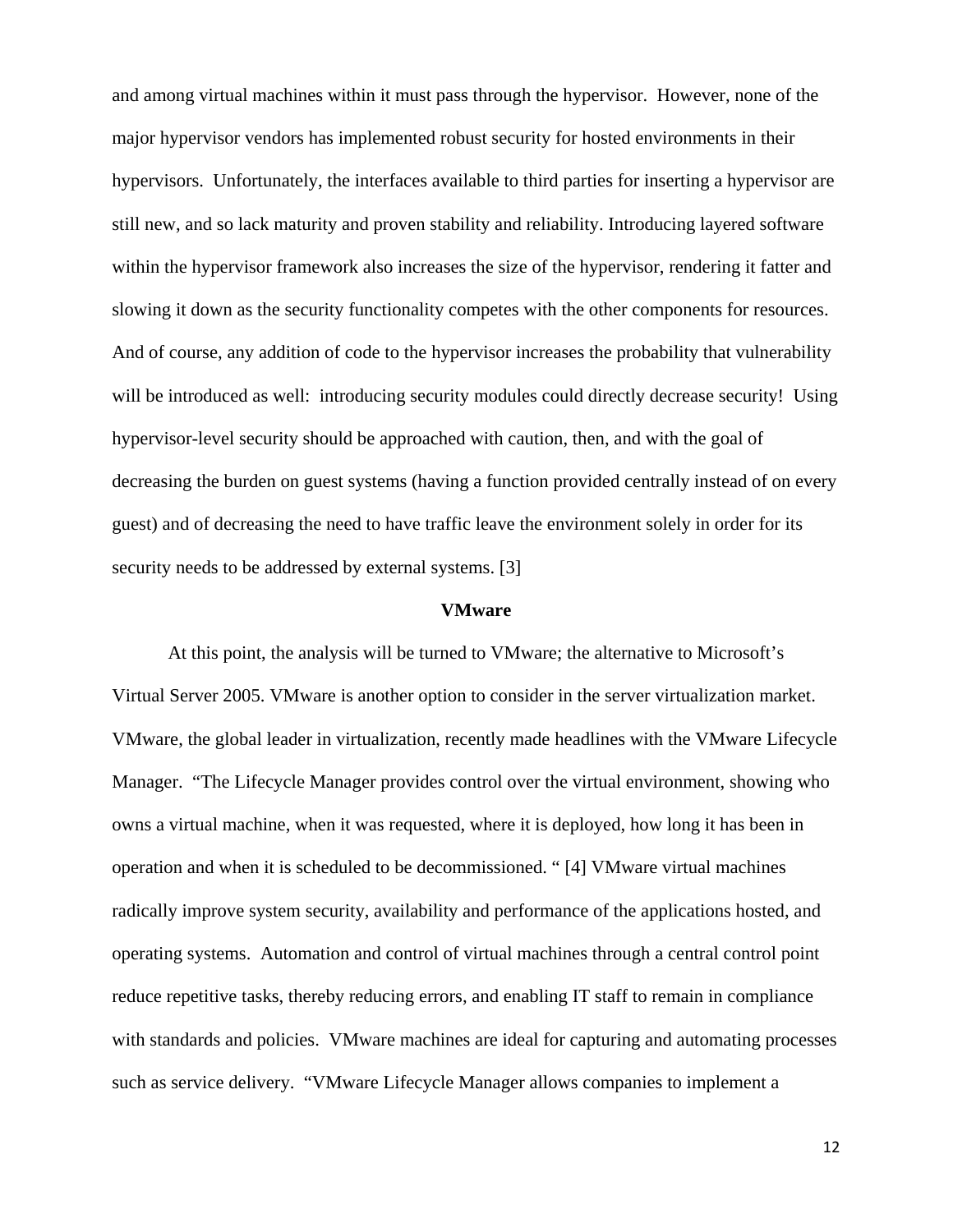and among virtual machines within it must pass through the hypervisor. However, none of the major hypervisor vendors has implemented robust security for hosted environments in their hypervisors. Unfortunately, the interfaces available to third parties for inserting a hypervisor are still new, and so lack maturity and proven stability and reliability. Introducing layered software within the hypervisor framework also increases the size of the hypervisor, rendering it fatter and slowing it down as the security functionality competes with the other components for resources. And of course, any addition of code to the hypervisor increases the probability that vulnerability will be introduced as well: introducing security modules could directly decrease security! Using hypervisor-level security should be approached with caution, then, and with the goal of decreasing the burden on guest systems (having a function provided centrally instead of on every guest) and of decreasing the need to have traffic leave the environment solely in order for its security needs to be addressed by external systems. [3]

## VMware

At this point, the analysis will be turned to VMware; the alternative to Microsoft's Virtual Server 2005. VMware is another option to consider in the server virtualization market. VMware, the global leader in virtualization, recently made headlines with the VMware Lifecycle Manager. "The Lifecycle Manager provides control over the virtual environment, showing who owns a virtual machine, when it was requested, where it is deployed, how long it has been in operation and when it is scheduled to be decommissioned. " [4] VMware virtual machines radically improve system security, availability and performance of the applications hosted, and operating systems. Automation and control of virtual machines through a central control point reduce repetitive tasks, thereby reducing errors, and enabling IT staff to remain in compliance with standards and policies. VMware machines are ideal for capturing and automating processes such as service delivery. "VMware Lifecycle Manager allows companies to implement a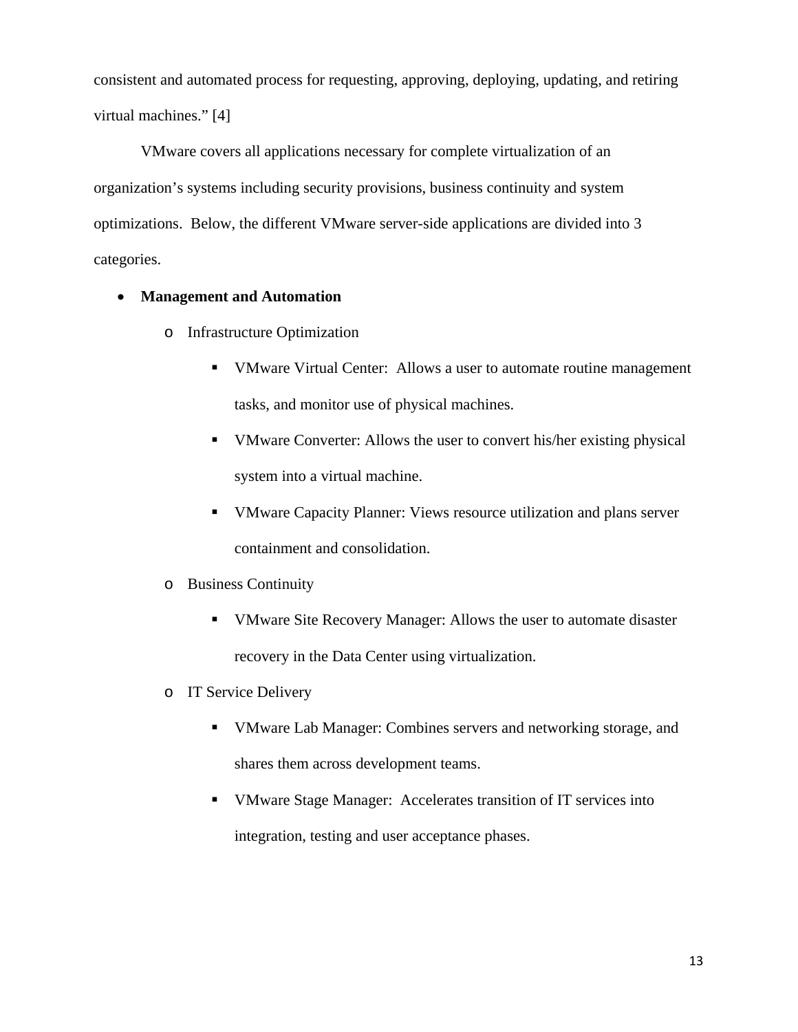consistent and automated process for requesting, approving, deploying, updating, and retiring virtual machines.” [4]

VMware covers all applications necessary for complete virtualization of an organization’s systems including security provisions, business continuity and system optimizations. Below, the different VMware server-side applications are divided into 3 categories.

- **Management and Automation**
  - Infrastructure Optimization
    - VMware Virtual Center: Allows a user to automate routine management tasks, and monitor use of physical machines.
    - VMware Converter: Allows the user to convert his/her existing physical system into a virtual machine.
    - VMware Capacity Planner: Views resource utilization and plans server containment and consolidation.
  - Business Continuity
    - VMware Site Recovery Manager: Allows the user to automate disaster recovery in the Data Center using virtualization.
  - IT Service Delivery
    - VMware Lab Manager: Combines servers and networking storage, and shares them across development teams.
    - VMware Stage Manager: Accelerates transition of IT services into integration, testing and user acceptance phases.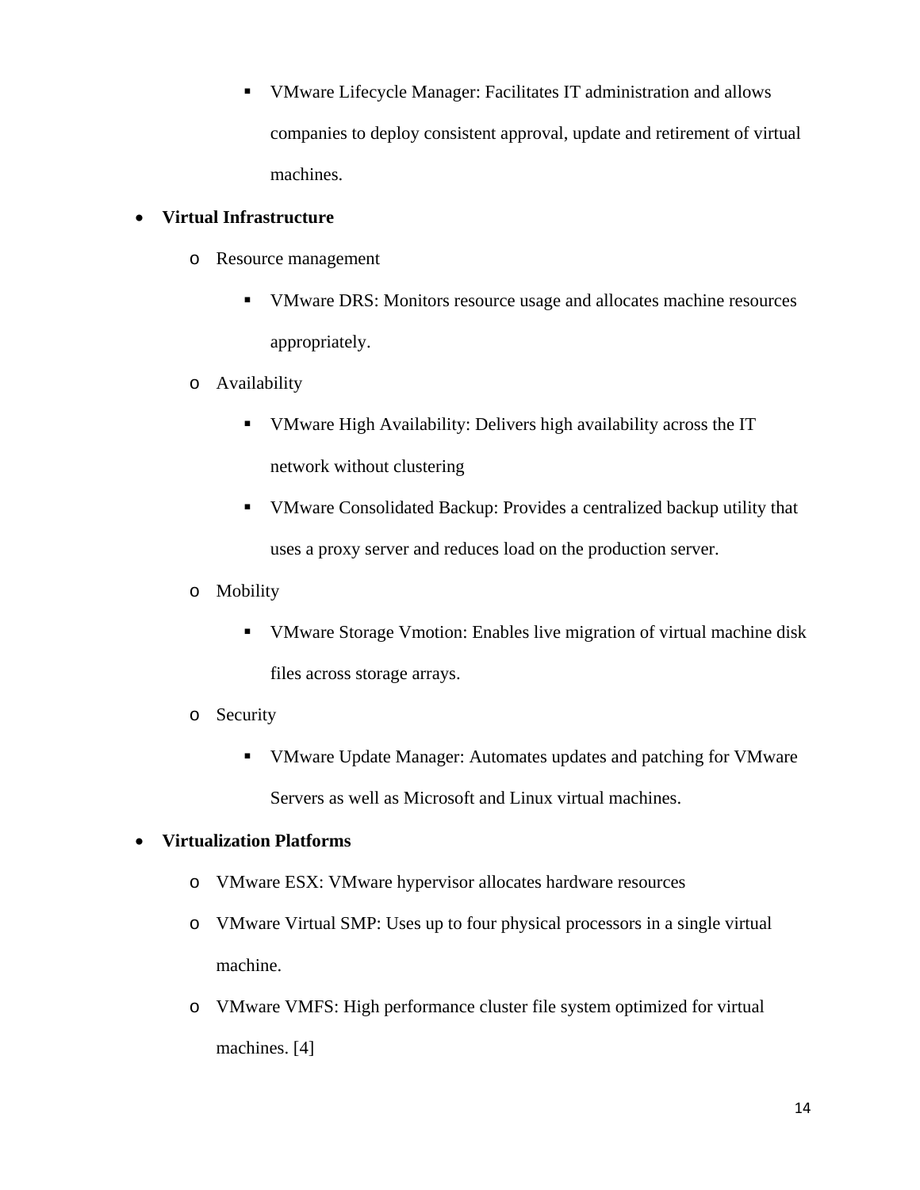- VMware Lifecycle Manager: Facilitates IT administration and allows companies to deploy consistent approval, update and retirement of virtual machines.

- **Virtual Infrastructure**
    - Resource management
        - VMware DRS: Monitors resource usage and allocates machine resources appropriately.
    - Availability
        - VMware High Availability: Delivers high availability across the IT network without clustering
        - VMware Consolidated Backup: Provides a centralized backup utility that uses a proxy server and reduces load on the production server.
    - Mobility
        - VMware Storage Vmotion: Enables live migration of virtual machine disk files across storage arrays.
    - Security
        - VMware Update Manager: Automates updates and patching for VMware Servers as well as Microsoft and Linux virtual machines.
- **Virtualization Platforms**
    - VMware ESX: VMware hypervisor allocates hardware resources
    - VMware Virtual SMP: Uses up to four physical processors in a single virtual machine.
    - VMware VMFS: High performance cluster file system optimized for virtual machines. [4]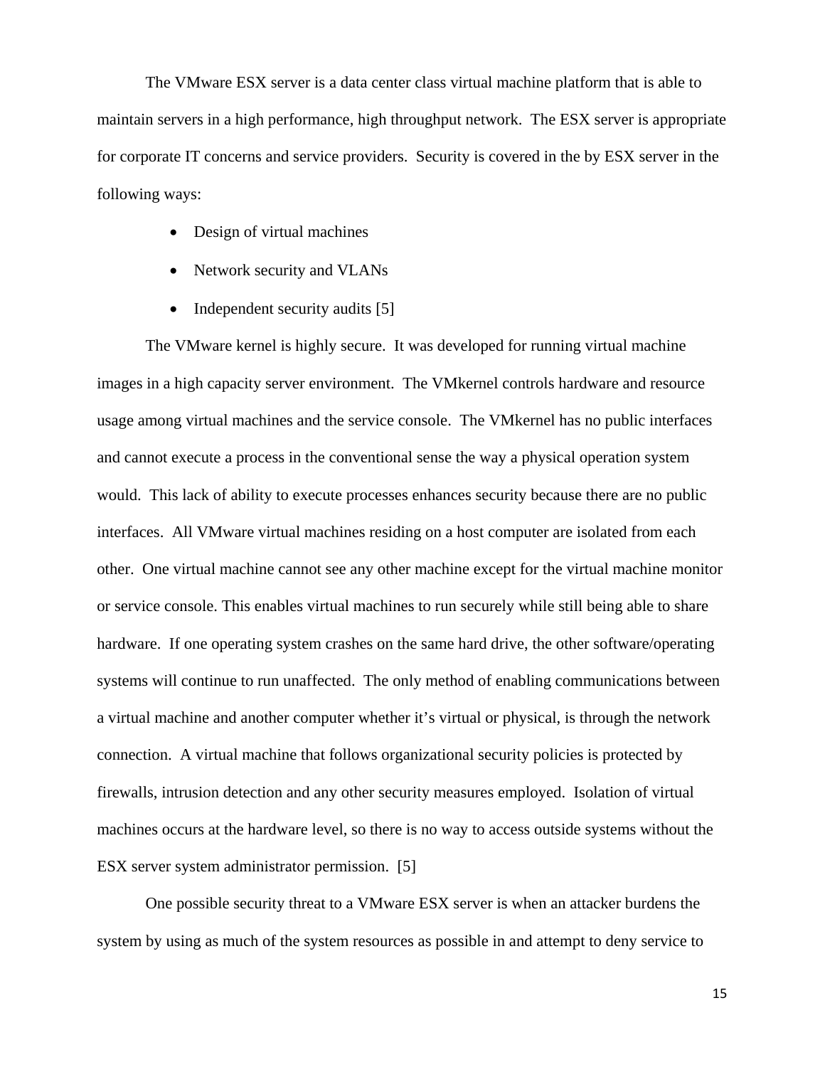The VMware ESX server is a data center class virtual machine platform that is able to maintain servers in a high performance, high throughput network. The ESX server is appropriate for corporate IT concerns and service providers. Security is covered in the by ESX server in the following ways:

- Design of virtual machines
- Network security and VLANs
- Independent security audits [5]

The VMware kernel is highly secure. It was developed for running virtual machine images in a high capacity server environment. The VMkernel controls hardware and resource usage among virtual machines and the service console. The VMkernel has no public interfaces and cannot execute a process in the conventional sense the way a physical operation system would. This lack of ability to execute processes enhances security because there are no public interfaces. All VMware virtual machines residing on a host computer are isolated from each other. One virtual machine cannot see any other machine except for the virtual machine monitor or service console. This enables virtual machines to run securely while still being able to share hardware. If one operating system crashes on the same hard drive, the other software/operating systems will continue to run unaffected. The only method of enabling communications between a virtual machine and another computer whether it's virtual or physical, is through the network connection. A virtual machine that follows organizational security policies is protected by firewalls, intrusion detection and any other security measures employed. Isolation of virtual machines occurs at the hardware level, so there is no way to access outside systems without the ESX server system administrator permission. [5]

One possible security threat to a VMware ESX server is when an attacker burdens the system by using as much of the system resources as possible in and attempt to deny service to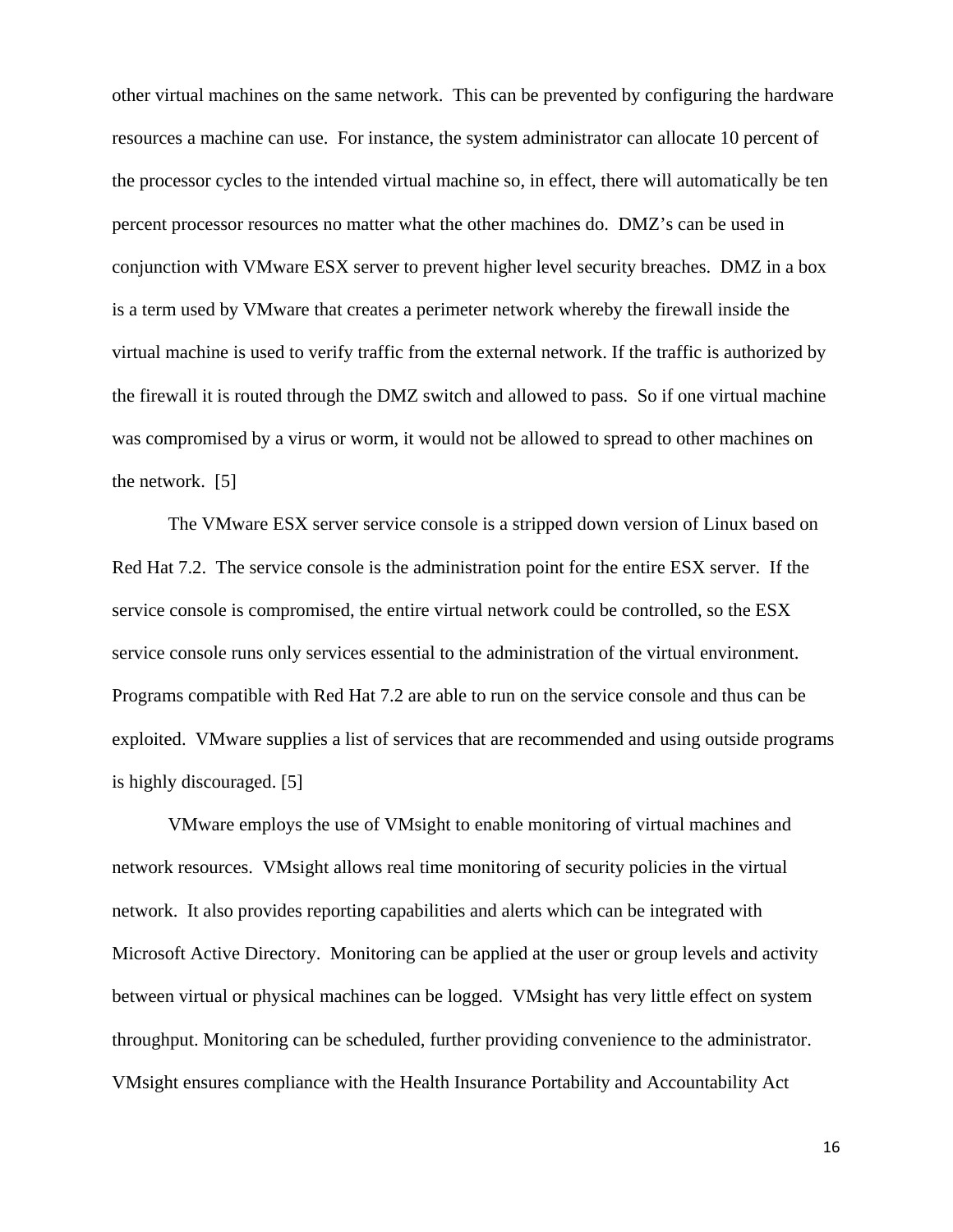other virtual machines on the same network. This can be prevented by configuring the hardware resources a machine can use. For instance, the system administrator can allocate 10 percent of the processor cycles to the intended virtual machine so, in effect, there will automatically be ten percent processor resources no matter what the other machines do. DMZ's can be used in conjunction with VMware ESX server to prevent higher level security breaches. DMZ in a box is a term used by VMware that creates a perimeter network whereby the firewall inside the virtual machine is used to verify traffic from the external network. If the traffic is authorized by the firewall it is routed through the DMZ switch and allowed to pass. So if one virtual machine was compromised by a virus or worm, it would not be allowed to spread to other machines on the network. [5]

The VMware ESX server service console is a stripped down version of Linux based on Red Hat 7.2. The service console is the administration point for the entire ESX server. If the service console is compromised, the entire virtual network could be controlled, so the ESX service console runs only services essential to the administration of the virtual environment. Programs compatible with Red Hat 7.2 are able to run on the service console and thus can be exploited. VMware supplies a list of services that are recommended and using outside programs is highly discouraged. [5]

VMware employs the use of VMsight to enable monitoring of virtual machines and network resources. VMsight allows real time monitoring of security policies in the virtual network. It also provides reporting capabilities and alerts which can be integrated with Microsoft Active Directory. Monitoring can be applied at the user or group levels and activity between virtual or physical machines can be logged. VMsight has very little effect on system throughput. Monitoring can be scheduled, further providing convenience to the administrator. VMsight ensures compliance with the Health Insurance Portability and Accountability Act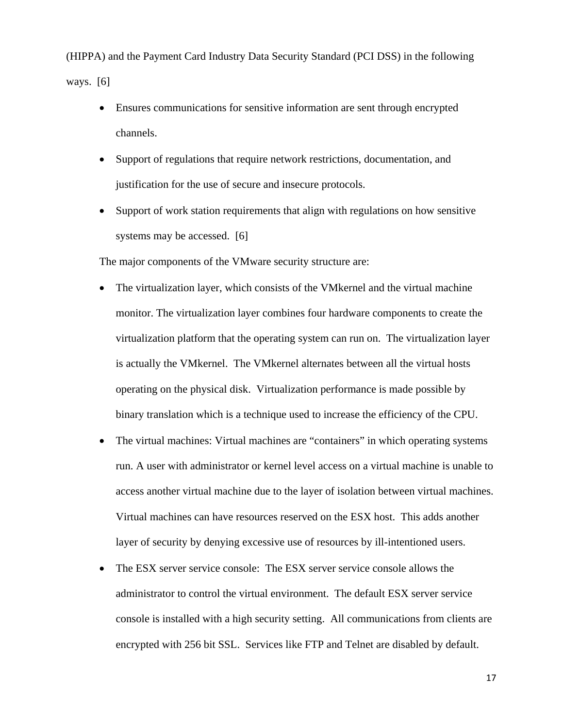(HIPPA) and the Payment Card Industry Data Security Standard (PCI DSS) in the following ways. [6]

- Ensures communications for sensitive information are sent through encrypted channels.
- Support of regulations that require network restrictions, documentation, and justification for the use of secure and insecure protocols.
- Support of work station requirements that align with regulations on how sensitive systems may be accessed. [6]

The major components of the VMware security structure are:

- The virtualization layer, which consists of the VMkernel and the virtual machine monitor. The virtualization layer combines four hardware components to create the virtualization platform that the operating system can run on. The virtualization layer is actually the VMkernel. The VMkernel alternates between all the virtual hosts operating on the physical disk. Virtualization performance is made possible by binary translation which is a technique used to increase the efficiency of the CPU.
- The virtual machines: Virtual machines are "containers" in which operating systems run. A user with administrator or kernel level access on a virtual machine is unable to access another virtual machine due to the layer of isolation between virtual machines. Virtual machines can have resources reserved on the ESX host. This adds another layer of security by denying excessive use of resources by ill-intentioned users.
- The ESX server service console: The ESX server service console allows the administrator to control the virtual environment. The default ESX server service console is installed with a high security setting. All communications from clients are encrypted with 256 bit SSL. Services like FTP and Telnet are disabled by default.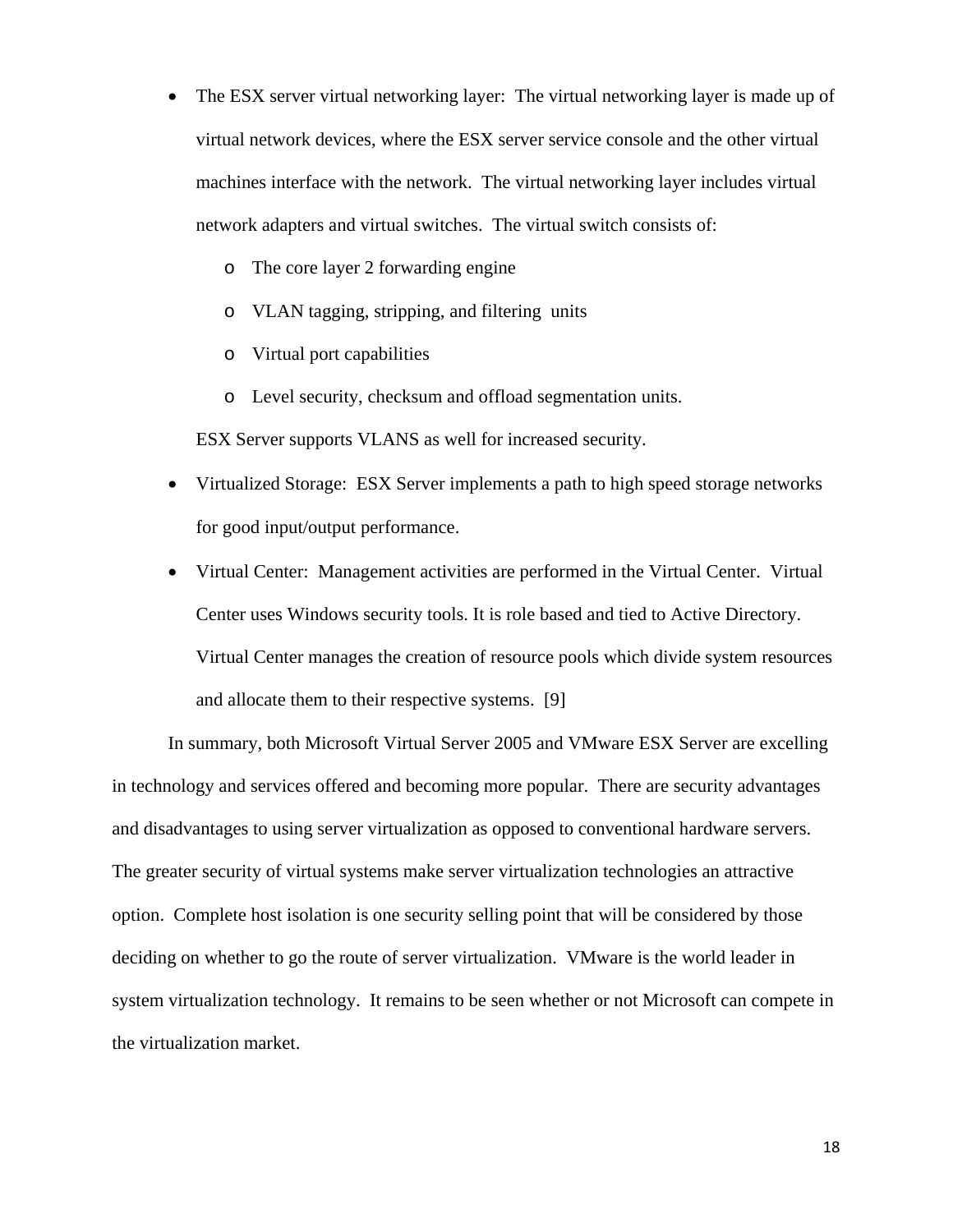- The ESX server virtual networking layer: The virtual networking layer is made up of virtual network devices, where the ESX server service console and the other virtual machines interface with the network. The virtual networking layer includes virtual network adapters and virtual switches. The virtual switch consists of:
    - The core layer 2 forwarding engine
    - VLAN tagging, stripping, and filtering units
    - Virtual port capabilities
    - Level security, checksum and offload segmentation units.

  ESX Server supports VLANS as well for increased security.

- Virtualized Storage: ESX Server implements a path to high speed storage networks for good input/output performance.
- Virtual Center: Management activities are performed in the Virtual Center. Virtual Center uses Windows security tools. It is role based and tied to Active Directory. Virtual Center manages the creation of resource pools which divide system resources and allocate them to their respective systems. [9]

In summary, both Microsoft Virtual Server 2005 and VMware ESX Server are excelling in technology and services offered and becoming more popular. There are security advantages and disadvantages to using server virtualization as opposed to conventional hardware servers. The greater security of virtual systems make server virtualization technologies an attractive option. Complete host isolation is one security selling point that will be considered by those deciding on whether to go the route of server virtualization. VMware is the world leader in system virtualization technology. It remains to be seen whether or not Microsoft can compete in the virtualization market.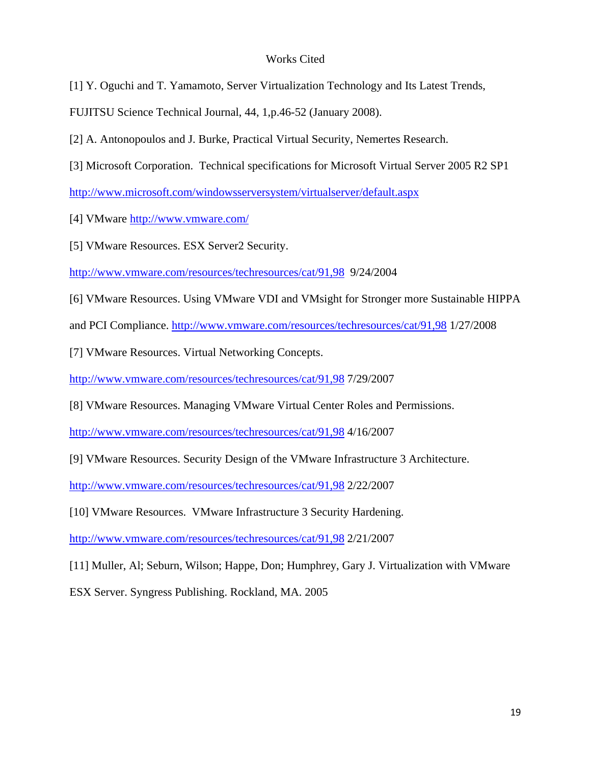# Works Cited

[1] Y. Oguchi and T. Yamamoto, Server Virtualization Technology and Its Latest Trends, FUJITSU Science Technical Journal, 44, 1,p.46-52 (January 2008).

[2] A. Antonopoulos and J. Burke, Practical Virtual Security, Nemertes Research.

[3] Microsoft Corporation. Technical specifications for Microsoft Virtual Server 2005 R2 SP1 http://www.microsoft.com/windowsserversystem/virtualserver/default.aspx

[4] VMware http://www.vmware.com/

[5] VMware Resources. ESX Server2 Security. http://www.vmware.com/resources/techresources/cat/91,98 9/24/2004

[6] VMware Resources. Using VMware VDI and VMsight for Stronger more Sustainable HIPPA and PCI Compliance. http://www.vmware.com/resources/techresources/cat/91,98 1/27/2008

[7] VMware Resources. Virtual Networking Concepts. http://www.vmware.com/resources/techresources/cat/91,98 7/29/2007

[8] VMware Resources. Managing VMware Virtual Center Roles and Permissions. http://www.vmware.com/resources/techresources/cat/91,98 4/16/2007

[9] VMware Resources. Security Design of the VMware Infrastructure 3 Architecture. http://www.vmware.com/resources/techresources/cat/91,98 2/22/2007

[10] VMware Resources. VMware Infrastructure 3 Security Hardening. http://www.vmware.com/resources/techresources/cat/91,98 2/21/2007

[11] Muller, Al; Seburn, Wilson; Happe, Don; Humphrey, Gary J. Virtualization with VMware ESX Server. Syngress Publishing. Rockland, MA. 2005